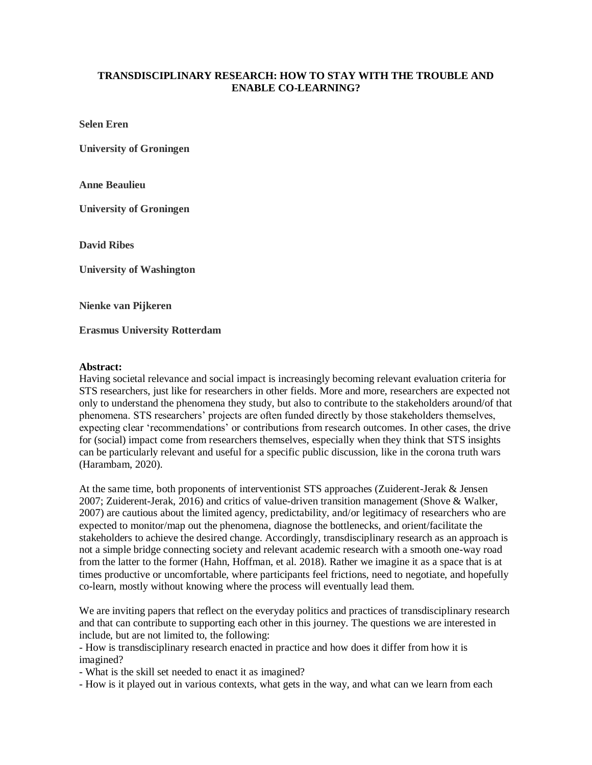# TRANSDISCIPLINARY RESEARCH: HOW TO STAY WITH THE TROUBLE AND ENABLE CO-LEARNING?

**Selen Eren**

**University of Groningen**

**Anne Beaulieu**

**University of Groningen**

**David Ribes**

**University of Washington**

**Nienke van Pijkeren**

**Erasmus University Rotterdam**

**Abstract:**

Having societal relevance and social impact is increasingly becoming relevant evaluation criteria for STS researchers, just like for researchers in other fields. More and more, researchers are expected not only to understand the phenomena they study, but also to contribute to the stakeholders around/of that phenomena. STS researchers' projects are often funded directly by those stakeholders themselves, expecting clear 'recommendations' or contributions from research outcomes. In other cases, the drive for (social) impact come from researchers themselves, especially when they think that STS insights can be particularly relevant and useful for a specific public discussion, like in the corona truth wars (Harambam, 2020).

At the same time, both proponents of interventionist STS approaches (Zuiderent-Jerak & Jensen 2007; Zuiderent-Jerak, 2016) and critics of value-driven transition management (Shove & Walker, 2007) are cautious about the limited agency, predictability, and/or legitimacy of researchers who are expected to monitor/map out the phenomena, diagnose the bottlenecks, and orient/facilitate the stakeholders to achieve the desired change. Accordingly, transdisciplinary research as an approach is not a simple bridge connecting society and relevant academic research with a smooth one-way road from the latter to the former (Hahn, Hoffman, et al. 2018). Rather we imagine it as a space that is at times productive or uncomfortable, where participants feel frictions, need to negotiate, and hopefully co-learn, mostly without knowing where the process will eventually lead them.

We are inviting papers that reflect on the everyday politics and practices of transdisciplinary research and that can contribute to supporting each other in this journey. The questions we are interested in include, but are not limited to, the following:

- How is transdisciplinary research enacted in practice and how does it differ from how it is imagined?
- What is the skill set needed to enact it as imagined?
- How is it played out in various contexts, what gets in the way, and what can we learn from each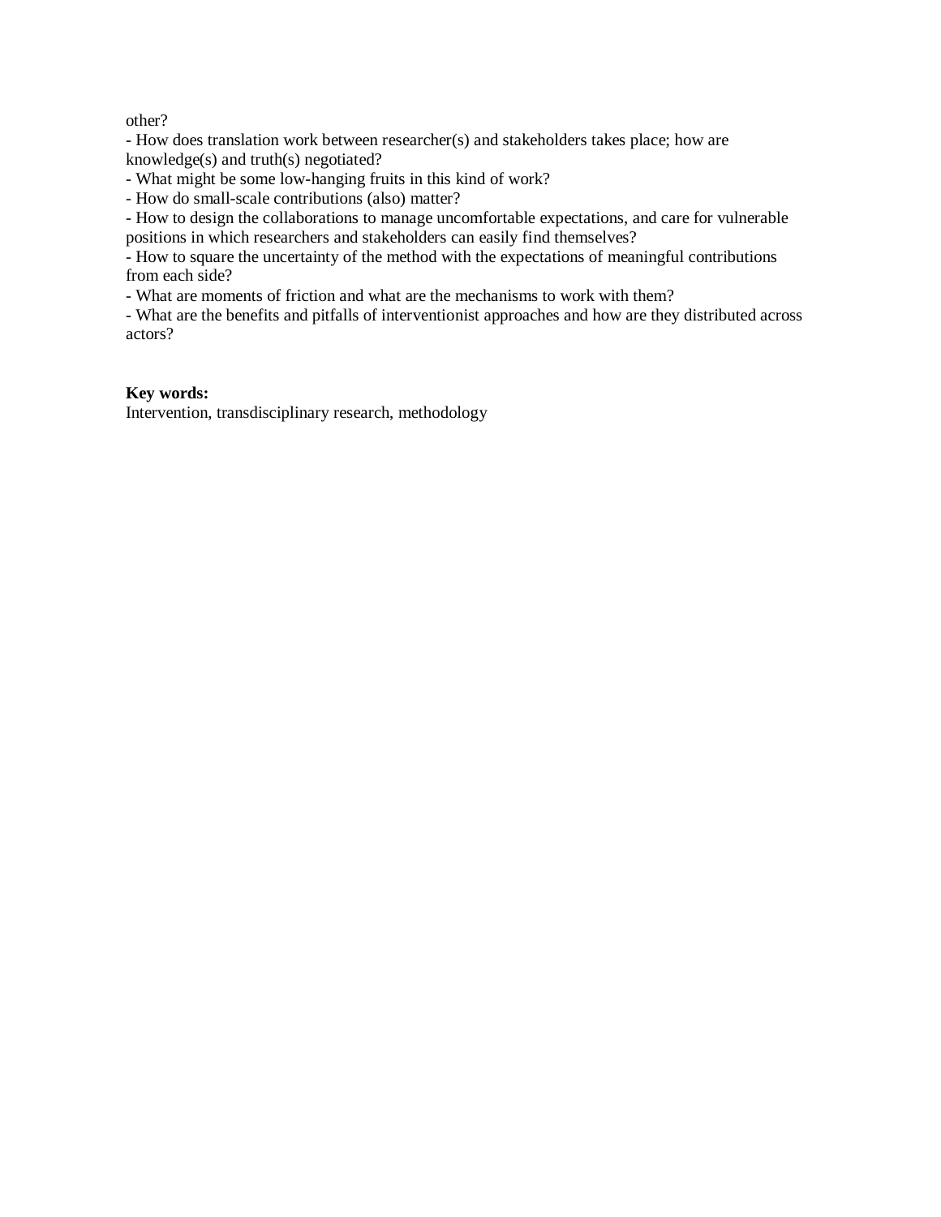other?

- How does translation work between researcher(s) and stakeholders takes place; how are knowledge(s) and truth(s) negotiated?
- What might be some low-hanging fruits in this kind of work?
- How do small-scale contributions (also) matter?
- How to design the collaborations to manage uncomfortable expectations, and care for vulnerable positions in which researchers and stakeholders can easily find themselves?
- How to square the uncertainty of the method with the expectations of meaningful contributions from each side?
- What are moments of friction and what are the mechanisms to work with them?
- What are the benefits and pitfalls of interventionist approaches and how are they distributed across actors?

**Key words:**
Intervention, transdisciplinary research, methodology